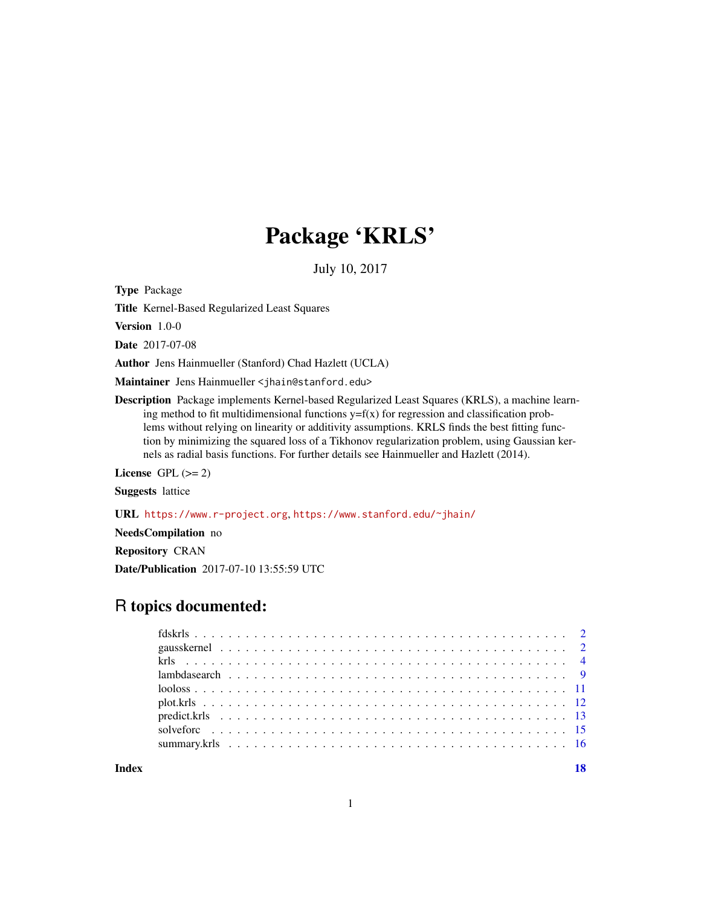# Package 'KRLS'

July 10, 2017

**Type** Package

**Title** Kernel-Based Regularized Least Squares

**Version** 1.0-0

**Date** 2017-07-08

**Author** Jens Hainmueller (Stanford) Chad Hazlett (UCLA)

**Maintainer** Jens Hainmueller <jhain@stanford.edu>

**Description** Package implements Kernel-based Regularized Least Squares (KRLS), a machine learning method to fit multidimensional functions y=f(x) for regression and classification problems without relying on linearity or additivity assumptions. KRLS finds the best fitting function by minimizing the squared loss of a Tikhonov regularization problem, using Gaussian kernels as radial basis functions. For further details see Hainmueller and Hazlett (2014).

**License** GPL (>= 2)

**Suggests** lattice

**URL** https://www.r-project.org, https://www.stanford.edu/~jhain/

**NeedsCompilation** no

**Repository** CRAN

**Date/Publication** 2017-07-10 13:55:59 UTC

## R topics documented:

| | |
|---|---|
| fdskrls | 2 |
| gausskernel | 2 |
| krls | 4 |
| lambdasearch | 9 |
| looloss | 11 |
| plot.krls | 12 |
| predict.krls | 13 |
| solveforc | 15 |
| summary.krls | 16 |
| **Index** | **18** |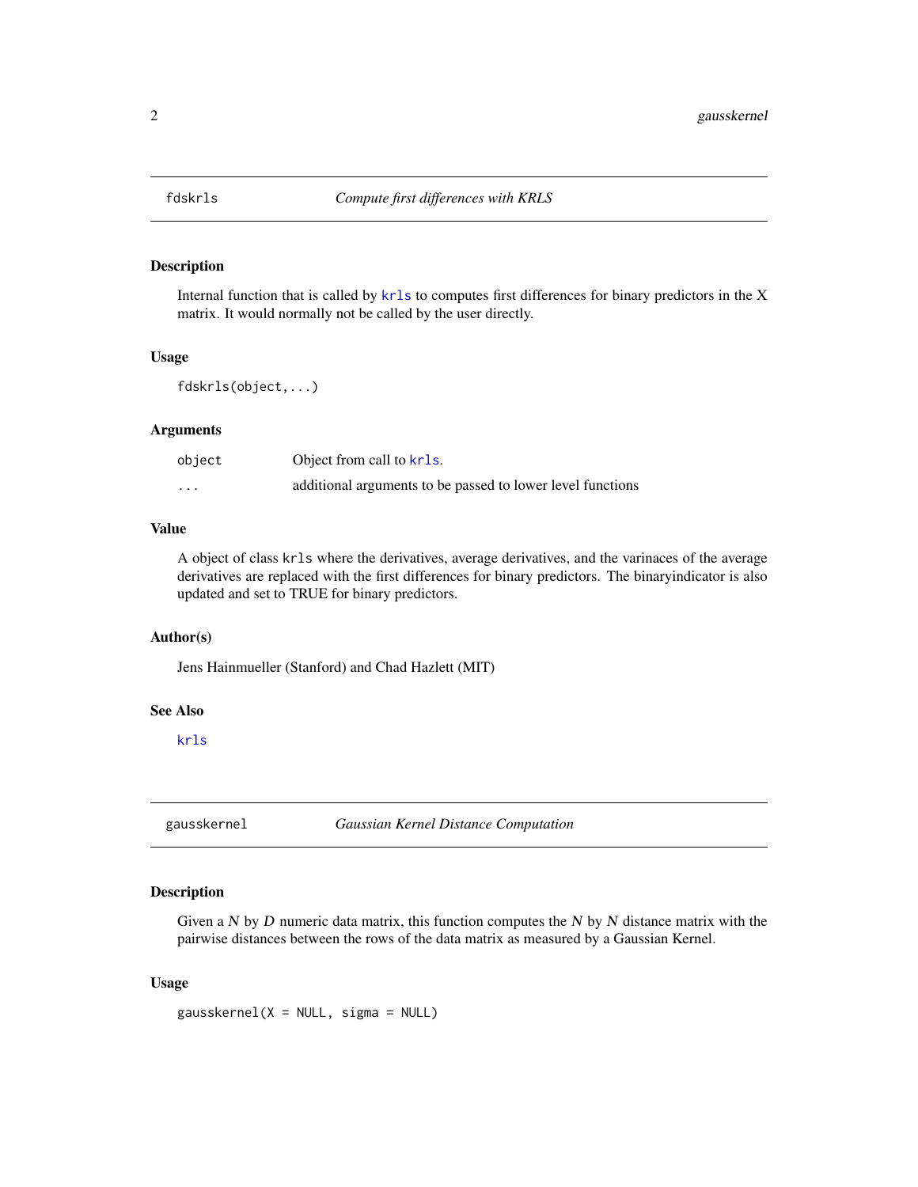## fdskrls — *Compute first differences with KRLS*

### Description

Internal function that is called by `krls` to computes first differences for binary predictors in the X matrix. It would normally not be called by the user directly.

### Usage

```
fdskrls(object,...)
```

### Arguments

| | |
|---|---|
| `object` | Object from call to `krls`. |
| `...` | additional arguments to be passed to lower level functions |

### Value

A object of class `krls` where the derivatives, average derivatives, and the varinaces of the average derivatives are replaced with the first differences for binary predictors. The binaryindicator is also updated and set to TRUE for binary predictors.

### Author(s)

Jens Hainmueller (Stanford) and Chad Hazlett (MIT)

### See Also

`krls`

## gausskernel — *Gaussian Kernel Distance Computation*

### Description

Given a $N$ by $D$ numeric data matrix, this function computes the $N$ by $N$ distance matrix with the pairwise distances between the rows of the data matrix as measured by a Gaussian Kernel.

### Usage

```
gausskernel(X = NULL, sigma = NULL)
```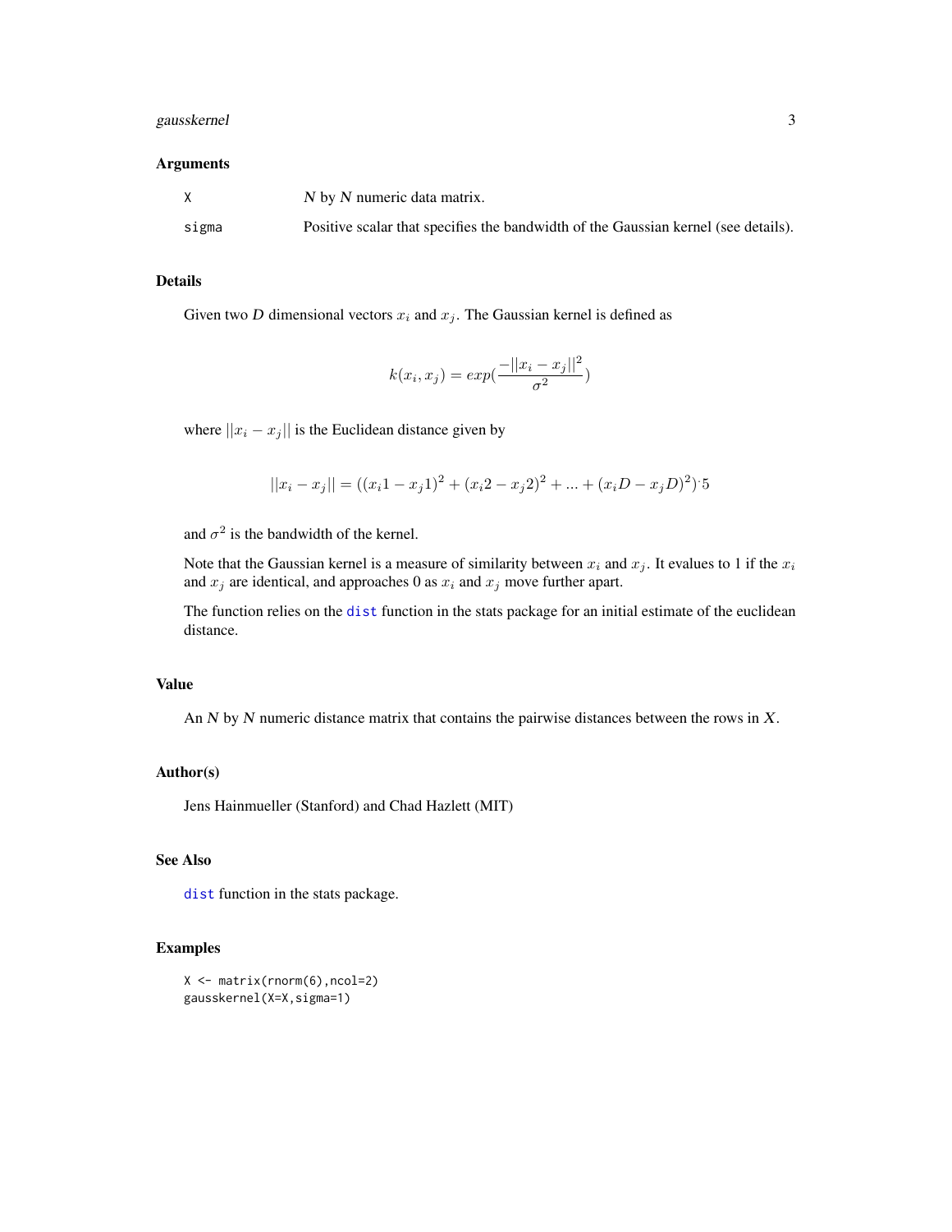### Arguments

| | |
|---|---|
| X | $N$ by $N$ numeric data matrix. |
| sigma | Positive scalar that specifies the bandwidth of the Gaussian kernel (see details). |

### Details

Given two $D$ dimensional vectors $x_i$ and $x_j$. The Gaussian kernel is defined as

$$k(x_i, x_j) = exp(\frac{-||x_i - x_j||^2}{\sigma^2})$$

where $||x_i - x_j||$ is the Euclidean distance given by

$$||x_i - x_j|| = ((x_i1 - x_j1)^2 + (x_i2 - x_j2)^2 + ... + (x_iD - x_jD)^2)^.5$$

and $\sigma^2$ is the bandwidth of the kernel.

Note that the Gaussian kernel is a measure of similarity between $x_i$ and $x_j$. It evalues to 1 if the $x_i$ and $x_j$ are identical, and approaches 0 as $x_i$ and $x_j$ move further apart.

The function relies on the `dist` function in the stats package for an initial estimate of the euclidean distance.

### Value

An $N$ by $N$ numeric distance matrix that contains the pairwise distances between the rows in $X$.

### Author(s)

Jens Hainmueller (Stanford) and Chad Hazlett (MIT)

### See Also

`dist` function in the stats package.

### Examples

```
X <- matrix(rnorm(6),ncol=2)
gausskernel(X=X,sigma=1)
```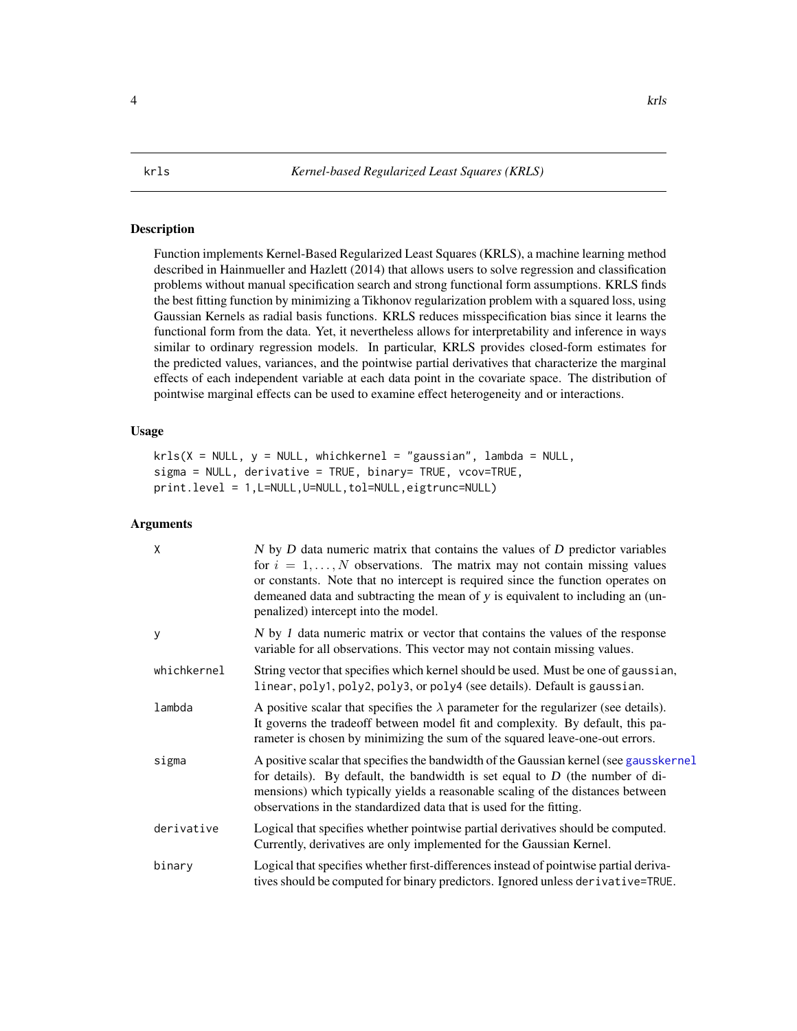# krls — *Kernel-based Regularized Least Squares (KRLS)*

## Description

Function implements Kernel-Based Regularized Least Squares (KRLS), a machine learning method described in Hainmueller and Hazlett (2014) that allows users to solve regression and classification problems without manual specification search and strong functional form assumptions. KRLS finds the best fitting function by minimizing a Tikhonov regularization problem with a squared loss, using Gaussian Kernels as radial basis functions. KRLS reduces misspecification bias since it learns the functional form from the data. Yet, it nevertheless allows for interpretability and inference in ways similar to ordinary regression models. In particular, KRLS provides closed-form estimates for the predicted values, variances, and the pointwise partial derivatives that characterize the marginal effects of each independent variable at each data point in the covariate space. The distribution of pointwise marginal effects can be used to examine effect heterogeneity and or interactions.

## Usage

```
krls(X = NULL, y = NULL, whichkernel = "gaussian", lambda = NULL,
sigma = NULL, derivative = TRUE, binary= TRUE, vcov=TRUE,
print.level = 1,L=NULL,U=NULL,tol=NULL,eigtrunc=NULL)
```

## Arguments

| | |
|---|---|
| `X` | *N* by *D* data numeric matrix that contains the values of *D* predictor variables for $i = 1, \ldots, N$ observations. The matrix may not contain missing values or constants. Note that no intercept is required since the function operates on demeaned data and subtracting the mean of *y* is equivalent to including an (unpenalized) intercept into the model. |
| `y` | *N* by *1* data numeric matrix or vector that contains the values of the response variable for all observations. This vector may not contain missing values. |
| `whichkernel` | String vector that specifies which kernel should be used. Must be one of `gaussian`, `linear`, `poly1`, `poly2`, `poly3`, or `poly4` (see details). Default is `gaussian`. |
| `lambda` | A positive scalar that specifies the $\lambda$ parameter for the regularizer (see details). It governs the tradeoff between model fit and complexity. By default, this parameter is chosen by minimizing the sum of the squared leave-one-out errors. |
| `sigma` | A positive scalar that specifies the bandwidth of the Gaussian kernel (see `gausskernel` for details). By default, the bandwidth is set equal to *D* (the number of dimensions) which typically yields a reasonable scaling of the distances between observations in the standardized data that is used for the fitting. |
| `derivative` | Logical that specifies whether pointwise partial derivatives should be computed. Currently, derivatives are only implemented for the Gaussian Kernel. |
| `binary` | Logical that specifies whether first-differences instead of pointwise partial derivatives should be computed for binary predictors. Ignored unless `derivative=TRUE`. |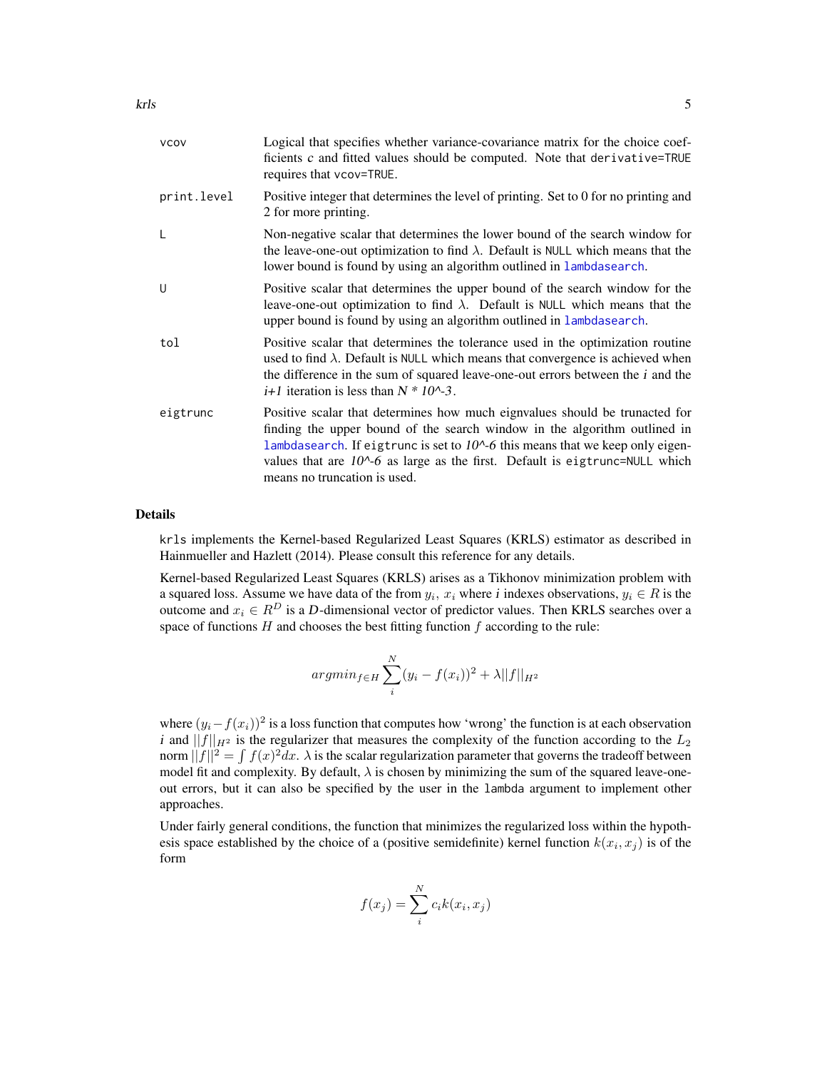| | |
|---|---|
| `vcov` | Logical that specifies whether variance-covariance matrix for the choice coefficients *c* and fitted values should be computed. Note that `derivative=TRUE` requires that `vcov=TRUE`. |
| `print.level` | Positive integer that determines the level of printing. Set to 0 for no printing and 2 for more printing. |
| `L` | Non-negative scalar that determines the lower bound of the search window for the leave-one-out optimization to find $\lambda$. Default is `NULL` which means that the lower bound is found by using an algorithm outlined in `lambdasearch`. |
| `U` | Positive scalar that determines the upper bound of the search window for the leave-one-out optimization to find $\lambda$. Default is `NULL` which means that the upper bound is found by using an algorithm outlined in `lambdasearch`. |
| `tol` | Positive scalar that determines the tolerance used in the optimization routine used to find $\lambda$. Default is `NULL` which means that convergence is achieved when the difference in the sum of squared leave-one-out errors between the *i* and the *i+1* iteration is less than *N * 10^-3*. |
| `eigtrunc` | Positive scalar that determines how much eignvalues should be trunacted for finding the upper bound of the search window in the algorithm outlined in `lambdasearch`. If `eigtrunc` is set to *10^-6* this means that we keep only eigenvalues that are *10^-6* as large as the first. Default is `eigtrunc=NULL` which means no truncation is used. |

### Details

`krls` implements the Kernel-based Regularized Least Squares (KRLS) estimator as described in Hainmueller and Hazlett (2014). Please consult this reference for any details.

Kernel-based Regularized Least Squares (KRLS) arises as a Tikhonov minimization problem with a squared loss. Assume we have data of the from $y_i$, $x_i$ where *i* indexes observations, $y_i \in R$ is the outcome and $x_i \in R^D$ is a *D*-dimensional vector of predictor values. Then KRLS searches over a space of functions $H$ and chooses the best fitting function $f$ according to the rule:

$$argmin_{f \in H} \sum_{i}^{N} (y_i - f(x_i))^2 + \lambda ||f||_{H^2}$$

where $(y_i - f(x_i))^2$ is a loss function that computes how 'wrong' the function is at each observation *i* and $||f||_{H^2}$ is the regularizer that measures the complexity of the function according to the $L_2$ norm $||f||^2 = \int f(x)^2 dx$. $\lambda$ is the scalar regularization parameter that governs the tradeoff between model fit and complexity. By default, $\lambda$ is chosen by minimizing the sum of the squared leave-one-out errors, but it can also be specified by the user in the `lambda` argument to implement other approaches.

Under fairly general conditions, the function that minimizes the regularized loss within the hypothesis space established by the choice of a (positive semidefinite) kernel function $k(x_i, x_j)$ is of the form

$$f(x_j) = \sum_{i}^{N} c_i k(x_i, x_j)$$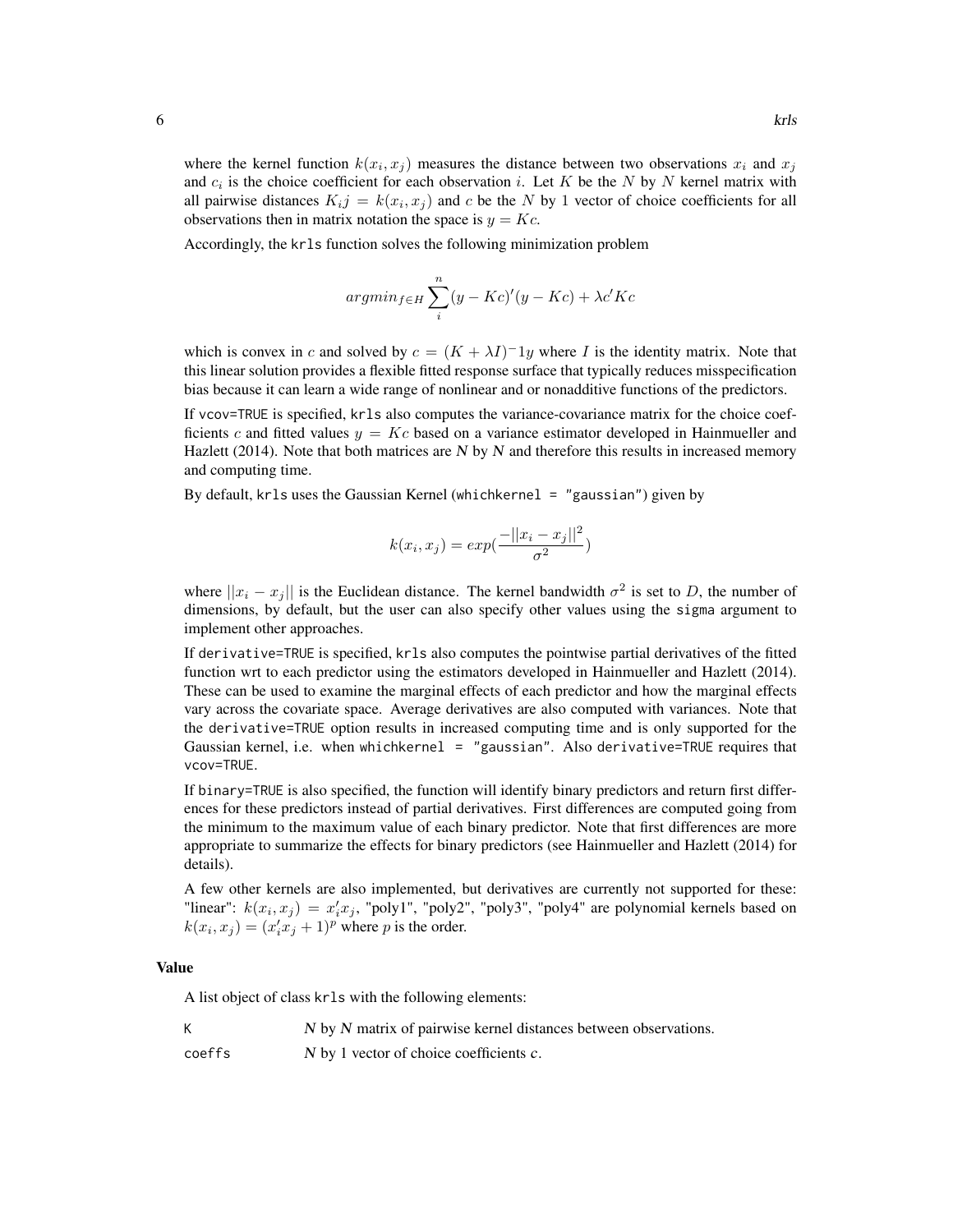where the kernel function $k(x_i, x_j)$ measures the distance between two observations $x_i$ and $x_j$ and $c_i$ is the choice coefficient for each observation $i$. Let $K$ be the $N$ by $N$ kernel matrix with all pairwise distances $K_ij = k(x_i, x_j)$ and $c$ be the $N$ by $1$ vector of choice coefficients for all observations then in matrix notation the space is $y = Kc$.

Accordingly, the `krls` function solves the following minimization problem

$$argmin_{f \in H} \sum_i^n (y - Kc)'(y - Kc) + \lambda c' Kc$$

which is convex in $c$ and solved by $c = (K + \lambda I)^{-1} y$ where $I$ is the identity matrix. Note that this linear solution provides a flexible fitted response surface that typically reduces misspecification bias because it can learn a wide range of nonlinear and or nonadditive functions of the predictors.

If `vcov=TRUE` is specified, `krls` also computes the variance-covariance matrix for the choice coefficients $c$ and fitted values $y = Kc$ based on a variance estimator developed in Hainmueller and Hazlett (2014). Note that both matrices are *N* by *N* and therefore this results in increased memory and computing time.

By default, `krls` uses the Gaussian Kernel (`whichkernel = "gaussian"`) given by

$$k(x_i, x_j) = exp(\frac{-||x_i - x_j||^2}{\sigma^2})$$

where $||x_i - x_j||$ is the Euclidean distance. The kernel bandwidth $\sigma^2$ is set to $D$, the number of dimensions, by default, but the user can also specify other values using the `sigma` argument to implement other approaches.

If `derivative=TRUE` is specified, `krls` also computes the pointwise partial derivatives of the fitted function wrt to each predictor using the estimators developed in Hainmueller and Hazlett (2014). These can be used to examine the marginal effects of each predictor and how the marginal effects vary across the covariate space. Average derivatives are also computed with variances. Note that the `derivative=TRUE` option results in increased computing time and is only supported for the Gaussian kernel, i.e. when `whichkernel = "gaussian"`. Also `derivative=TRUE` requires that `vcov=TRUE`.

If `binary=TRUE` is also specified, the function will identify binary predictors and return first differences for these predictors instead of partial derivatives. First differences are computed going from the minimum to the maximum value of each binary predictor. Note that first differences are more appropriate to summarize the effects for binary predictors (see Hainmueller and Hazlett (2014) for details).

A few other kernels are also implemented, but derivatives are currently not supported for these: "linear": $k(x_i, x_j) = x_i' x_j$, "poly1", "poly2", "poly3", "poly4" are polynomial kernels based on $k(x_i, x_j) = (x_i' x_j + 1)^p$ where $p$ is the order.

## Value

A list object of class `krls` with the following elements:

| | |
|---|---|
| `K` | *N* by *N* matrix of pairwise kernel distances between observations. |
| `coeffs` | *N* by 1 vector of choice coefficients *c*. |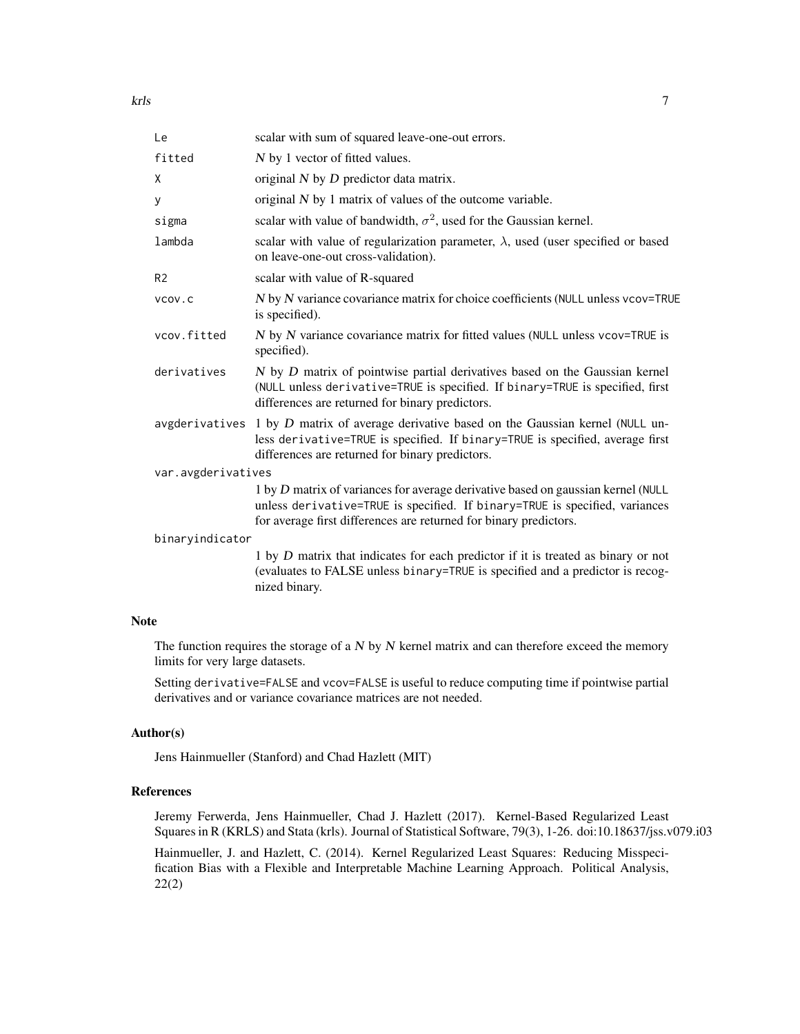| | |
|---|---|
| `Le` | scalar with sum of squared leave-one-out errors. |
| `fitted` | $N$ by 1 vector of fitted values. |
| `X` | original $N$ by $D$ predictor data matrix. |
| `y` | original $N$ by 1 matrix of values of the outcome variable. |
| `sigma` | scalar with value of bandwidth, $\sigma^2$, used for the Gaussian kernel. |
| `lambda` | scalar with value of regularization parameter, $\lambda$, used (user specified or based on leave-one-out cross-validation). |
| `R2` | scalar with value of R-squared |
| `vcov.c` | $N$ by $N$ variance covariance matrix for choice coefficients (`NULL` unless `vcov=TRUE` is specified). |
| `vcov.fitted` | $N$ by $N$ variance covariance matrix for fitted values (`NULL` unless `vcov=TRUE` is specified). |
| `derivatives` | $N$ by $D$ matrix of pointwise partial derivatives based on the Gaussian kernel (`NULL` unless `derivative=TRUE` is specified. If `binary=TRUE` is specified, first differences are returned for binary predictors. |
| `avgderivatives` | 1 by $D$ matrix of average derivative based on the Gaussian kernel (`NULL` unless `derivative=TRUE` is specified. If `binary=TRUE` is specified, average first differences are returned for binary predictors. |
| `var.avgderivatives` | 1 by $D$ matrix of variances for average derivative based on gaussian kernel (`NULL` unless `derivative=TRUE` is specified. If `binary=TRUE` is specified, variances for average first differences are returned for binary predictors. |
| `binaryindicator` | 1 by $D$ matrix that indicates for each predictor if it is treated as binary or not (evaluates to FALSE unless `binary=TRUE` is specified and a predictor is recognized binary. |

## Note

The function requires the storage of a $N$ by $N$ kernel matrix and can therefore exceed the memory limits for very large datasets.

Setting `derivative=FALSE` and `vcov=FALSE` is useful to reduce computing time if pointwise partial derivatives and or variance covariance matrices are not needed.

## Author(s)

Jens Hainmueller (Stanford) and Chad Hazlett (MIT)

## References

Jeremy Ferwerda, Jens Hainmueller, Chad J. Hazlett (2017). Kernel-Based Regularized Least Squares in R (KRLS) and Stata (krls). Journal of Statistical Software, 79(3), 1-26. doi:10.18637/jss.v079.i03

Hainmueller, J. and Hazlett, C. (2014). Kernel Regularized Least Squares: Reducing Misspecification Bias with a Flexible and Interpretable Machine Learning Approach. Political Analysis, 22(2)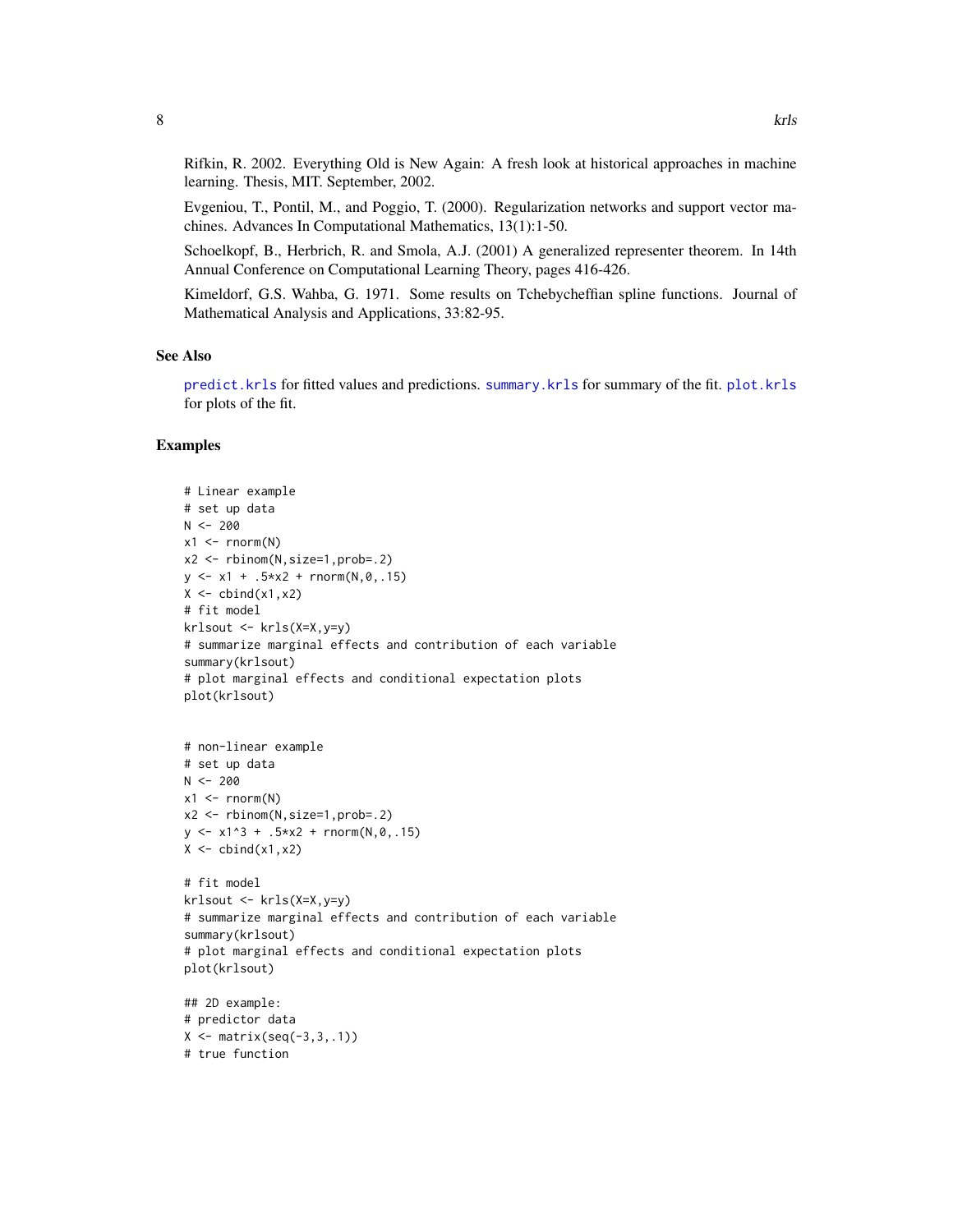Rifkin, R. 2002. Everything Old is New Again: A fresh look at historical approaches in machine learning. Thesis, MIT. September, 2002.

Evgeniou, T., Pontil, M., and Poggio, T. (2000). Regularization networks and support vector machines. Advances In Computational Mathematics, 13(1):1-50.

Schoelkopf, B., Herbrich, R. and Smola, A.J. (2001) A generalized representer theorem. In 14th Annual Conference on Computational Learning Theory, pages 416-426.

Kimeldorf, G.S. Wahba, G. 1971. Some results on Tchebycheffian spline functions. Journal of Mathematical Analysis and Applications, 33:82-95.

## See Also

predict.krls for fitted values and predictions. summary.krls for summary of the fit. plot.krls for plots of the fit.

## Examples

```
# Linear example
# set up data
N <- 200
x1 <- rnorm(N)
x2 <- rbinom(N,size=1,prob=.2)
y <- x1 + .5*x2 + rnorm(N,0,.15)
X <- cbind(x1,x2)
# fit model
krlsout <- krls(X=X,y=y)
# summarize marginal effects and contribution of each variable
summary(krlsout)
# plot marginal effects and conditional expectation plots
plot(krlsout)


# non-linear example
# set up data
N <- 200
x1 <- rnorm(N)
x2 <- rbinom(N,size=1,prob=.2)
y <- x1^3 + .5*x2 + rnorm(N,0,.15)
X <- cbind(x1,x2)

# fit model
krlsout <- krls(X=X,y=y)
# summarize marginal effects and contribution of each variable
summary(krlsout)
# plot marginal effects and conditional expectation plots
plot(krlsout)

## 2D example:
# predictor data
X <- matrix(seq(-3,3,.1))
# true function
```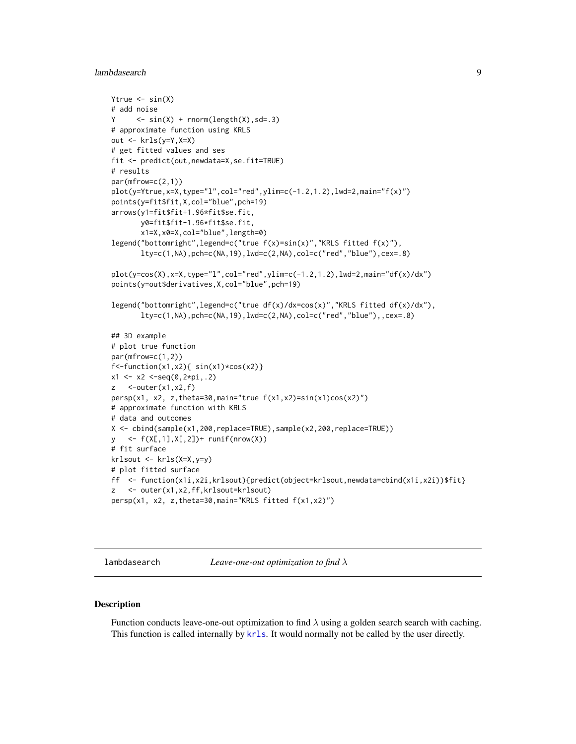```
Ytrue <- sin(X)
# add noise
Y     <- sin(X) + rnorm(length(X),sd=.3)
# approximate function using KRLS
out <- krls(y=Y,X=X)
# get fitted values and ses
fit <- predict(out,newdata=X,se.fit=TRUE)
# results
par(mfrow=c(2,1))
plot(y=Ytrue,x=X,type="l",col="red",ylim=c(-1.2,1.2),lwd=2,main="f(x)")
points(y=fit$fit,X,col="blue",pch=19)
arrows(y1=fit$fit+1.96*fit$se.fit,
       y0=fit$fit-1.96*fit$se.fit,
       x1=X,x0=X,col="blue",length=0)
legend("bottomright",legend=c("true f(x)=sin(x)","KRLS fitted f(x)"),
       lty=c(1,NA),pch=c(NA,19),lwd=c(2,NA),col=c("red","blue"),cex=.8)

plot(y=cos(X),x=X,type="l",col="red",ylim=c(-1.2,1.2),lwd=2,main="df(x)/dx")
points(y=out$derivatives,X,col="blue",pch=19)

legend("bottomright",legend=c("true df(x)/dx=cos(x)","KRLS fitted df(x)/dx"),
       lty=c(1,NA),pch=c(NA,19),lwd=c(2,NA),col=c("red","blue"),,cex=.8)

## 3D example
# plot true function
par(mfrow=c(1,2))
f<-function(x1,x2){ sin(x1)*cos(x2)}
x1 <- x2 <-seq(0,2*pi,.2)
z   <-outer(x1,x2,f)
persp(x1, x2, z,theta=30,main="true f(x1,x2)=sin(x1)cos(x2)")
# approximate function with KRLS
# data and outcomes
X <- cbind(sample(x1,200,replace=TRUE),sample(x2,200,replace=TRUE))
y   <- f(X[,1],X[,2])+ runif(nrow(X))
# fit surface
krlsout <- krls(X=X,y=y)
# plot fitted surface
ff  <- function(x1i,x2i,krlsout){predict(object=krlsout,newdata=cbind(x1i,x2i))$fit}
z   <- outer(x1,x2,ff,krlsout=krlsout)
persp(x1, x2, z,theta=30,main="KRLS fitted f(x1,x2)")
```

## lambdasearch — *Leave-one-out optimization to find* $\lambda$

### Description

Function conducts leave-one-out optimization to find $\lambda$ using a golden search search with caching. This function is called internally by krls. It would normally not be called by the user directly.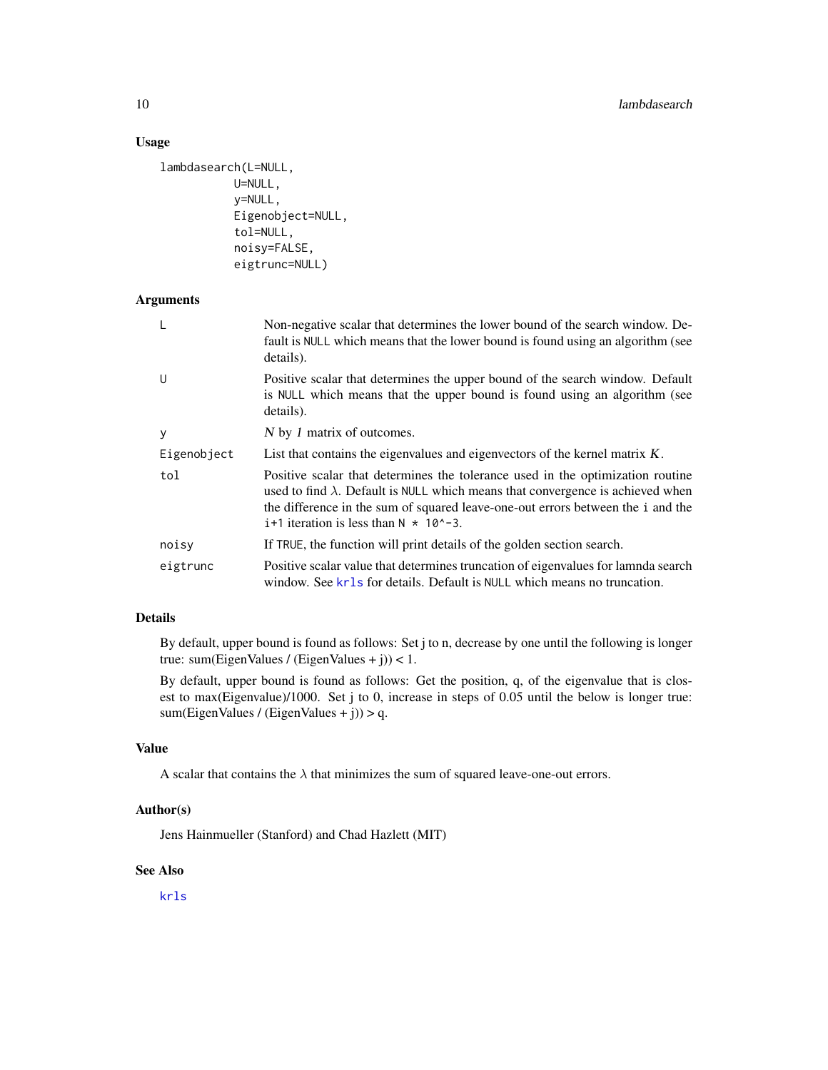## Usage

```
lambdasearch(L=NULL,
          U=NULL,
          y=NULL,
          Eigenobject=NULL,
          tol=NULL,
          noisy=FALSE,
          eigtrunc=NULL)
```

## Arguments

| | |
|---|---|
| L | Non-negative scalar that determines the lower bound of the search window. Default is NULL which means that the lower bound is found using an algorithm (see details). |
| U | Positive scalar that determines the upper bound of the search window. Default is NULL which means that the upper bound is found using an algorithm (see details). |
| y | $N$ by $1$ matrix of outcomes. |
| Eigenobject | List that contains the eigenvalues and eigenvectors of the kernel matrix $K$. |
| tol | Positive scalar that determines the tolerance used in the optimization routine used to find $\lambda$. Default is NULL which means that convergence is achieved when the difference in the sum of squared leave-one-out errors between the i and the i+1 iteration is less than N * 10^-3. |
| noisy | If TRUE, the function will print details of the golden section search. |
| eigtrunc | Positive scalar value that determines truncation of eigenvalues for lamnda search window. See krls for details. Default is NULL which means no truncation. |

## Details

By default, upper bound is found as follows: Set j to n, decrease by one until the following is longer true: sum(EigenValues / (EigenValues + j)) < 1.

By default, upper bound is found as follows: Get the position, q, of the eigenvalue that is closest to max(Eigenvalue)/1000. Set j to 0, increase in steps of 0.05 until the below is longer true: sum(EigenValues / (EigenValues + j)) > q.

## Value

A scalar that contains the $\lambda$ that minimizes the sum of squared leave-one-out errors.

## Author(s)

Jens Hainmueller (Stanford) and Chad Hazlett (MIT)

## See Also

krls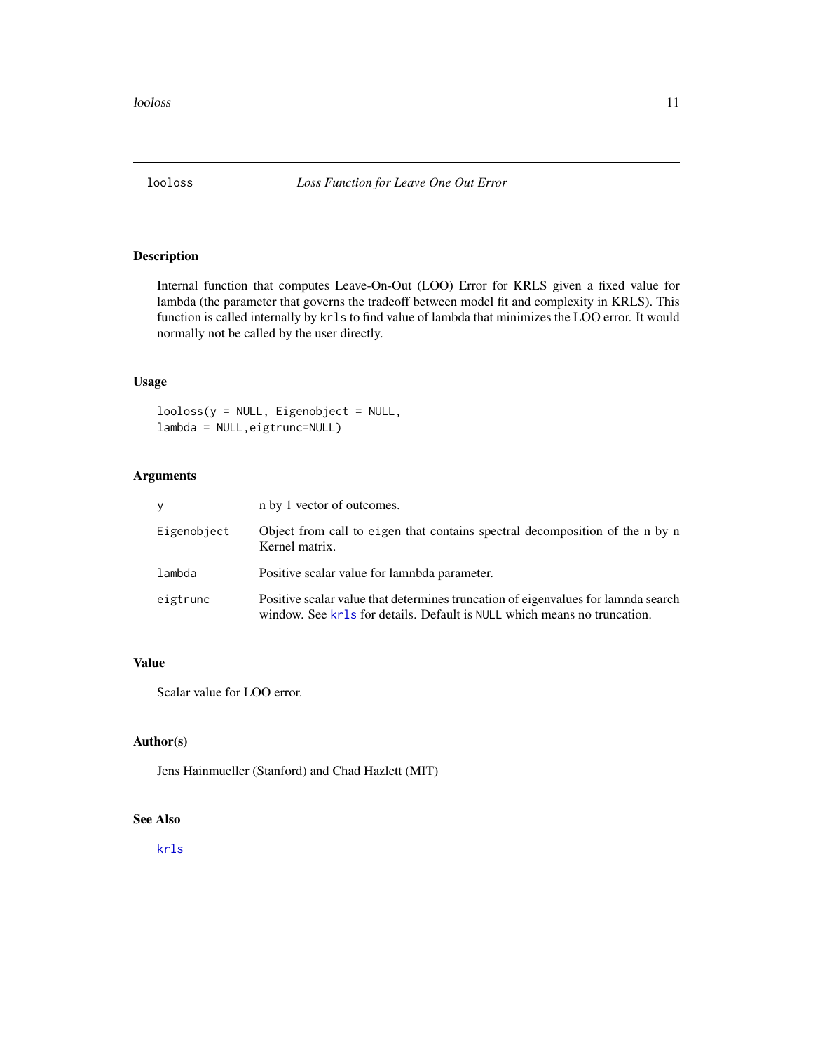# looloss — *Loss Function for Leave One Out Error*

## Description

Internal function that computes Leave-On-Out (LOO) Error for KRLS given a fixed value for lambda (the parameter that governs the tradeoff between model fit and complexity in KRLS). This function is called internally by `krls` to find value of lambda that minimizes the LOO error. It would normally not be called by the user directly.

## Usage

```
looloss(y = NULL, Eigenobject = NULL,
lambda = NULL,eigtrunc=NULL)
```

## Arguments

| | |
|---|---|
| `y` | n by 1 vector of outcomes. |
| `Eigenobject` | Object from call to `eigen` that contains spectral decomposition of the n by n Kernel matrix. |
| `lambda` | Positive scalar value for lamnbda parameter. |
| `eigtrunc` | Positive scalar value that determines truncation of eigenvalues for lamnda search window. See `krls` for details. Default is `NULL` which means no truncation. |

## Value

Scalar value for LOO error.

## Author(s)

Jens Hainmueller (Stanford) and Chad Hazlett (MIT)

## See Also

`krls`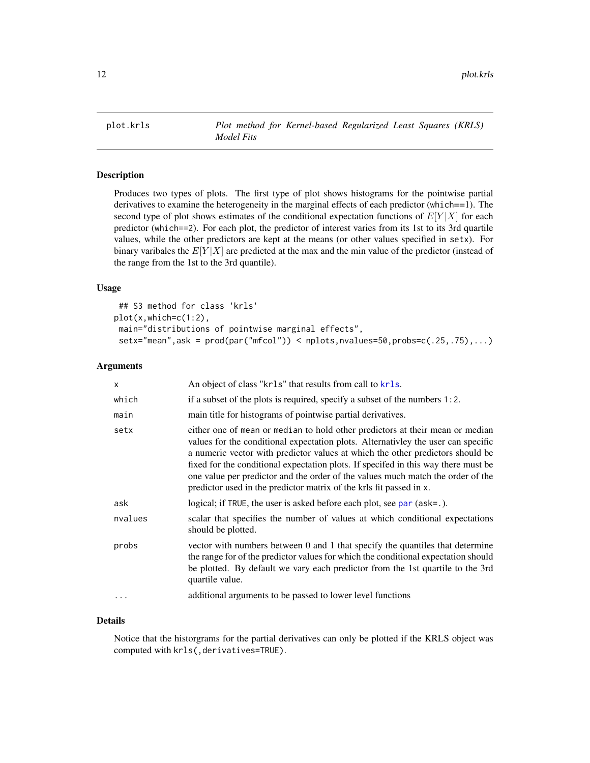plot.krls — *Plot method for Kernel-based Regularized Least Squares (KRLS) Model Fits*

### Description

Produces two types of plots. The first type of plot shows histograms for the pointwise partial derivatives to examine the heterogeneity in the marginal effects of each predictor (which==1). The second type of plot shows estimates of the conditional expectation functions of $E[Y|X]$ for each predictor (which==2). For each plot, the predictor of interest varies from its 1st to its 3rd quartile values, while the other predictors are kept at the means (or other values specified in setx). For binary varibales the $E[Y|X]$ are predicted at the max and the min value of the predictor (instead of the range from the 1st to the 3rd quantile).

### Usage

```
## S3 method for class 'krls'
plot(x,which=c(1:2),
 main="distributions of pointwise marginal effects",
 setx="mean",ask = prod(par("mfcol")) < nplots,nvalues=50,probs=c(.25,.75),...)
```

### Arguments

| | |
|---|---|
| x | An object of class "krls" that results from call to krls. |
| which | if a subset of the plots is required, specify a subset of the numbers 1:2. |
| main | main title for histograms of pointwise partial derivatives. |
| setx | either one of mean or median to hold other predictors at their mean or median values for the conditional expectation plots. Alternativley the user can specific a numeric vector with predictor values at which the other predictors should be fixed for the conditional expectation plots. If specifed in this way there must be one value per predictor and the order of the values much match the order of the predictor used in the predictor matrix of the krls fit passed in x. |
| ask | logical; if TRUE, the user is asked before each plot, see par (ask=.). |
| nvalues | scalar that specifies the number of values at which conditional expectations should be plotted. |
| probs | vector with numbers between 0 and 1 that specify the quantiles that determine the range for of the predictor values for which the conditional expectation should be plotted. By default we vary each predictor from the 1st quartile to the 3rd quartile value. |
| ... | additional arguments to be passed to lower level functions |

### Details

Notice that the historgrams for the partial derivatives can only be plotted if the KRLS object was computed with krls(,derivatives=TRUE).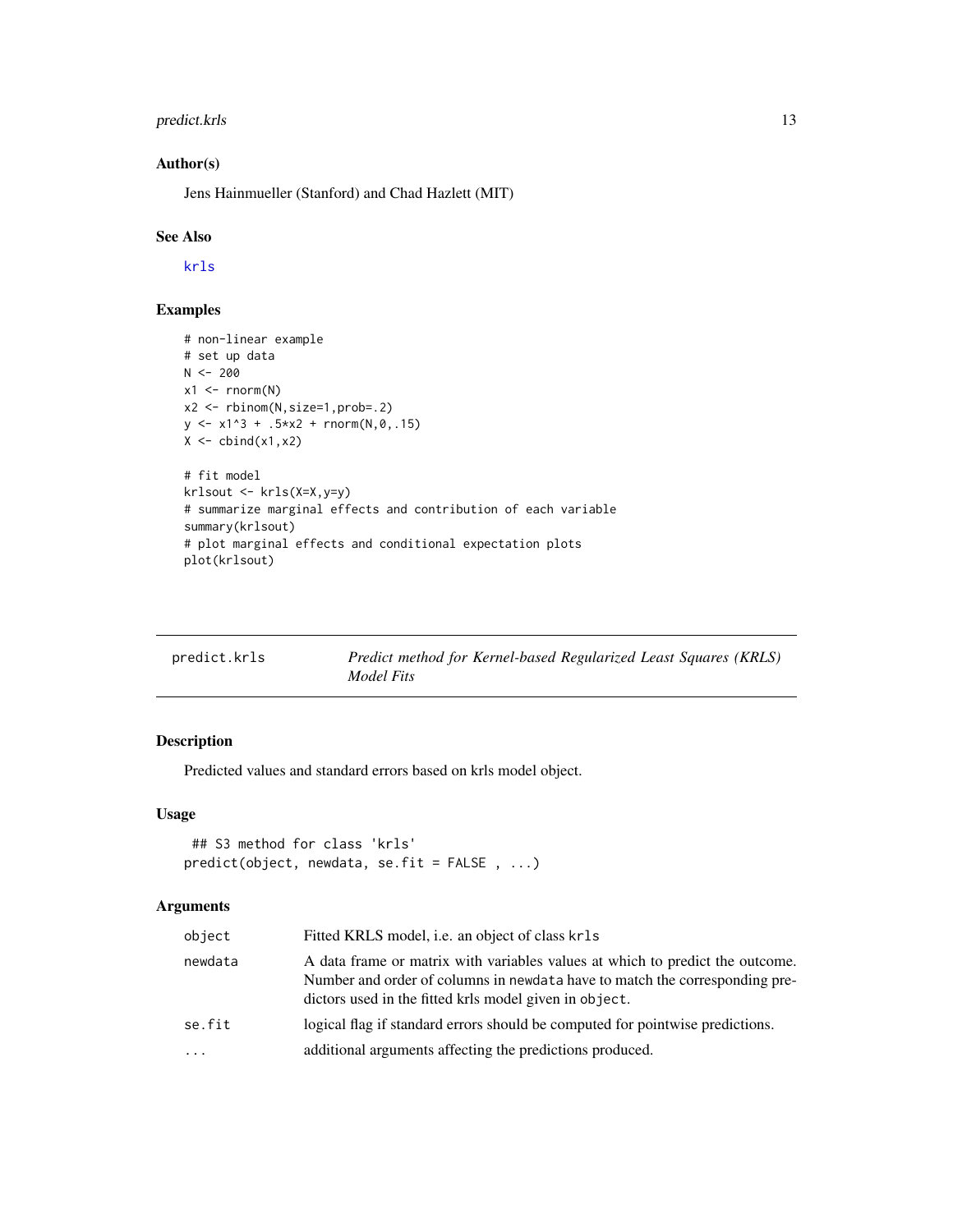### Author(s)

Jens Hainmueller (Stanford) and Chad Hazlett (MIT)

### See Also

krls

### Examples

```
# non-linear example
# set up data
N <- 200
x1 <- rnorm(N)
x2 <- rbinom(N,size=1,prob=.2)
y <- x1^3 + .5*x2 + rnorm(N,0,.15)
X <- cbind(x1,x2)

# fit model
krlsout <- krls(X=X,y=y)
# summarize marginal effects and contribution of each variable
summary(krlsout)
# plot marginal effects and conditional expectation plots
plot(krlsout)
```

---

## predict.krls — *Predict method for Kernel-based Regularized Least Squares (KRLS) Model Fits*

---

### Description

Predicted values and standard errors based on krls model object.

### Usage

```
 ## S3 method for class 'krls'
predict(object, newdata, se.fit = FALSE , ...)
```

### Arguments

| | |
|---|---|
| object | Fitted KRLS model, i.e. an object of class krls |
| newdata | A data frame or matrix with variables values at which to predict the outcome. Number and order of columns in newdata have to match the corresponding predictors used in the fitted krls model given in object. |
| se.fit | logical flag if standard errors should be computed for pointwise predictions. |
| ... | additional arguments affecting the predictions produced. |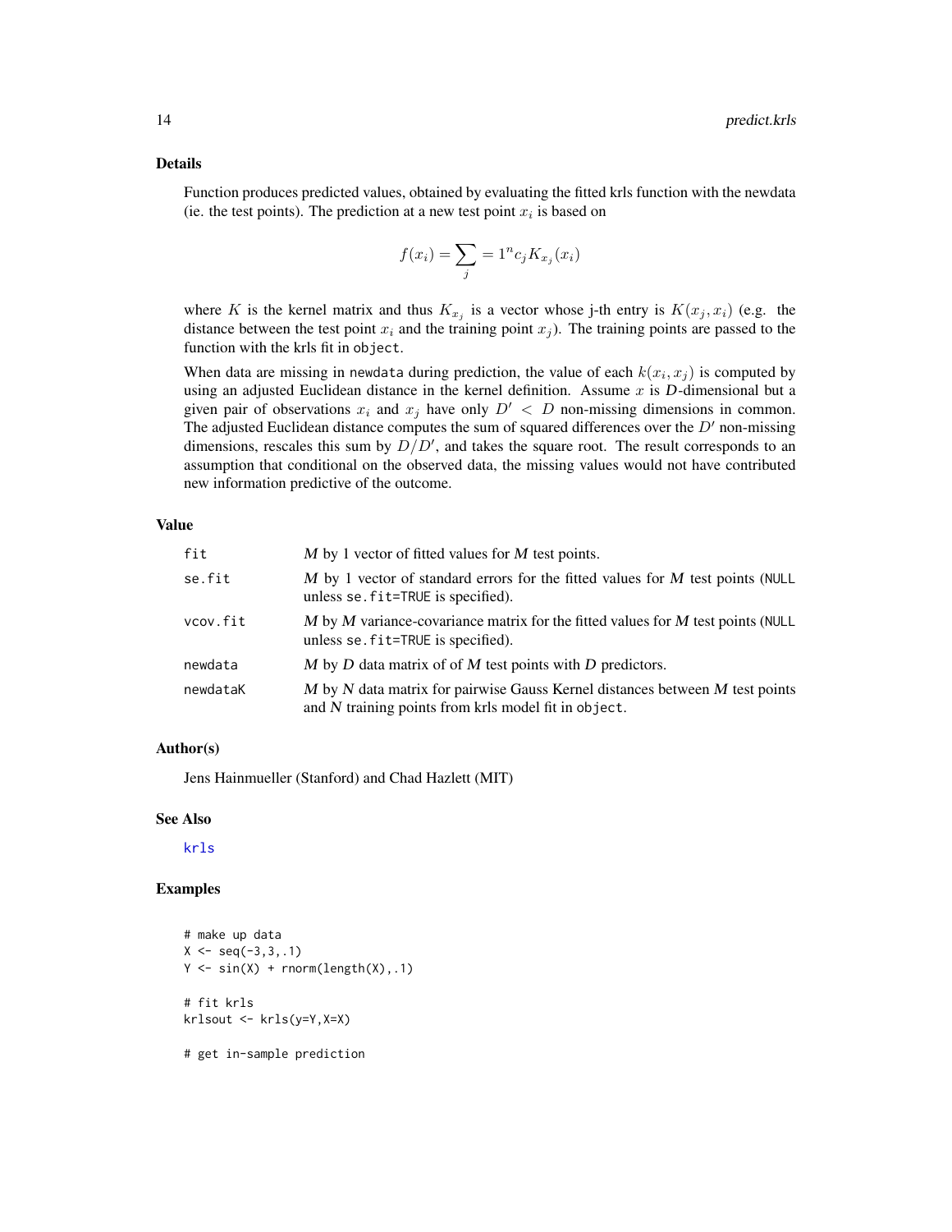### Details

Function produces predicted values, obtained by evaluating the fitted krls function with the newdata (ie. the test points). The prediction at a new test point $x_i$ is based on

$$f(x_i) = \sum_j = 1^n c_j K_{x_j}(x_i)$$

where $K$ is the kernel matrix and thus $K_{x_j}$ is a vector whose j-th entry is $K(x_j, x_i)$ (e.g. the distance between the test point $x_i$ and the training point $x_j$). The training points are passed to the function with the krls fit in `object`.

When data are missing in `newdata` during prediction, the value of each $k(x_i, x_j)$ is computed by using an adjusted Euclidean distance in the kernel definition. Assume $x$ is $D$-dimensional but a given pair of observations $x_i$ and $x_j$ have only $D' < D$ non-missing dimensions in common. The adjusted Euclidean distance computes the sum of squared differences over the $D'$ non-missing dimensions, rescales this sum by $D/D'$, and takes the square root. The result corresponds to an assumption that conditional on the observed data, the missing values would not have contributed new information predictive of the outcome.

### Value

| | |
|---|---|
| `fit` | *M* by 1 vector of fitted values for *M* test points. |
| `se.fit` | *M* by 1 vector of standard errors for the fitted values for *M* test points (`NULL` unless `se.fit=TRUE` is specified). |
| `vcov.fit` | *M* by *M* variance-covariance matrix for the fitted values for *M* test points (`NULL` unless `se.fit=TRUE` is specified). |
| `newdata` | *M* by *D* data matrix of of *M* test points with *D* predictors. |
| `newdataK` | *M* by *N* data matrix for pairwise Gauss Kernel distances between *M* test points and *N* training points from krls model fit in `object`. |

### Author(s)

Jens Hainmueller (Stanford) and Chad Hazlett (MIT)

### See Also

`krls`

### Examples

```
# make up data
X <- seq(-3,3,.1)
Y <- sin(X) + rnorm(length(X),.1)

# fit krls
krlsout <- krls(y=Y,X=X)

# get in-sample prediction
```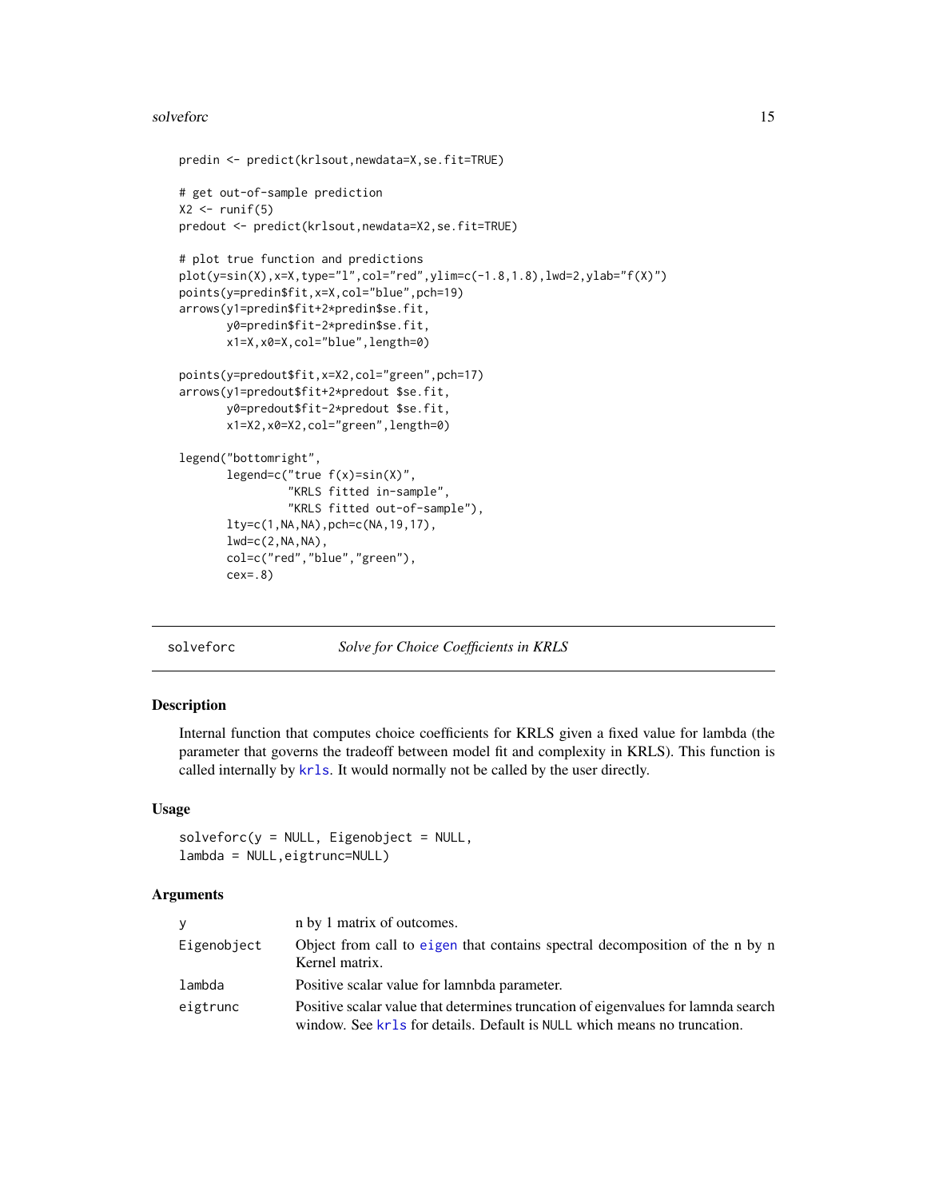```
predin <- predict(krlsout,newdata=X,se.fit=TRUE)

# get out-of-sample prediction
X2 <- runif(5)
predout <- predict(krlsout,newdata=X2,se.fit=TRUE)

# plot true function and predictions
plot(y=sin(X),x=X,type="l",col="red",ylim=c(-1.8,1.8),lwd=2,ylab="f(X)")
points(y=predin$fit,x=X,col="blue",pch=19)
arrows(y1=predin$fit+2*predin$se.fit,
       y0=predin$fit-2*predin$se.fit,
       x1=X,x0=X,col="blue",length=0)

points(y=predout$fit,x=X2,col="green",pch=17)
arrows(y1=predout$fit+2*predout $se.fit,
       y0=predout$fit-2*predout $se.fit,
       x1=X2,x0=X2,col="green",length=0)

legend("bottomright",
       legend=c("true f(x)=sin(X)",
                "KRLS fitted in-sample",
                "KRLS fitted out-of-sample"),
       lty=c(1,NA,NA),pch=c(NA,19,17),
       lwd=c(2,NA,NA),
       col=c("red","blue","green"),
       cex=.8)
```

---

## solveforc *Solve for Choice Coefficients in KRLS*

### Description

Internal function that computes choice coefficients for KRLS given a fixed value for lambda (the parameter that governs the tradeoff between model fit and complexity in KRLS). This function is called internally by `krls`. It would normally not be called by the user directly.

### Usage

```
solveforc(y = NULL, Eigenobject = NULL,
lambda = NULL,eigtrunc=NULL)
```

### Arguments

| | |
|---|---|
| `y` | n by 1 matrix of outcomes. |
| `Eigenobject` | Object from call to `eigen` that contains spectral decomposition of the n by n Kernel matrix. |
| `lambda` | Positive scalar value for lamnbda parameter. |
| `eigtrunc` | Positive scalar value that determines truncation of eigenvalues for lamnda search window. See `krls` for details. Default is `NULL` which means no truncation. |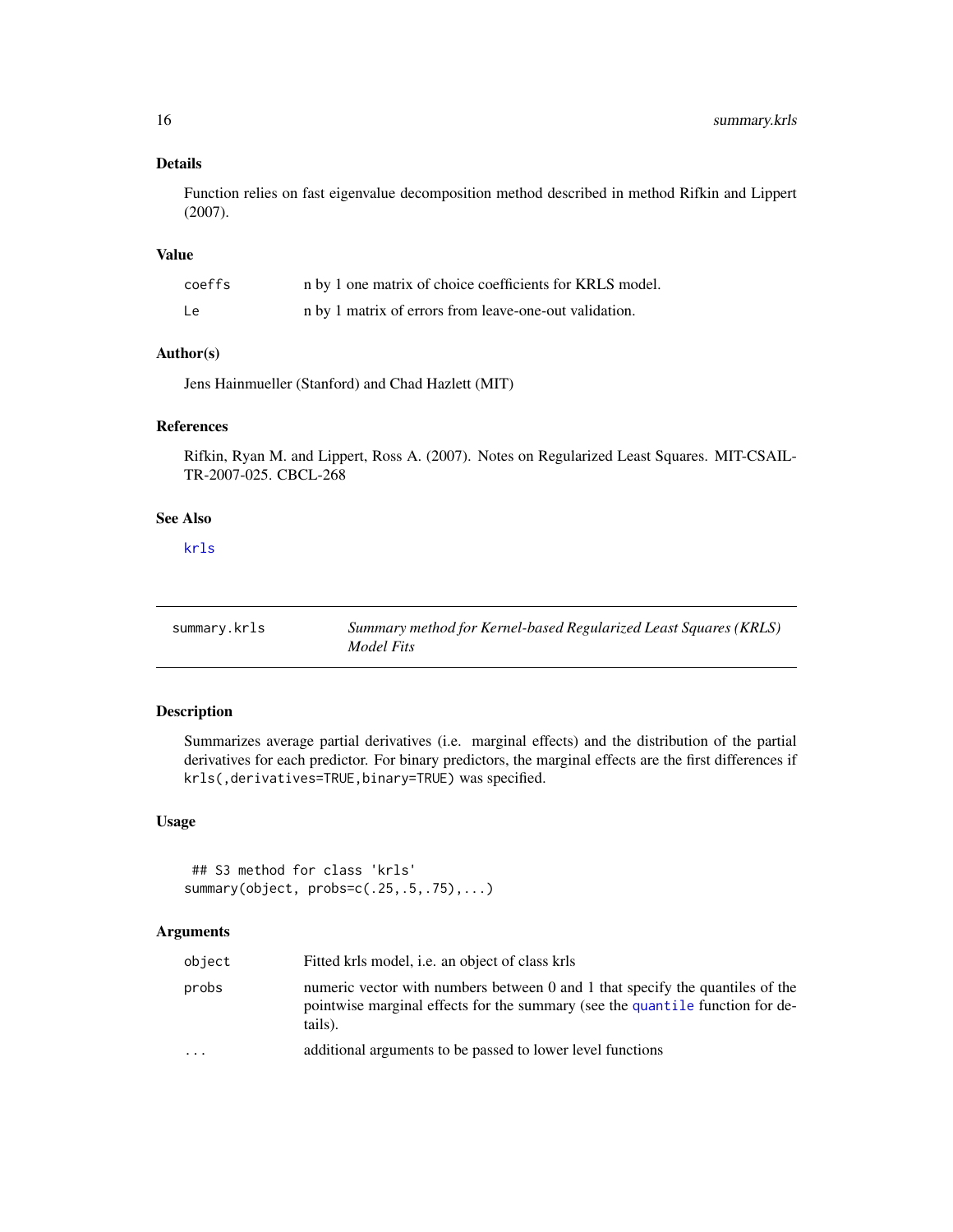### Details

Function relies on fast eigenvalue decomposition method described in method Rifkin and Lippert (2007).

### Value

| | |
|---|---|
| `coeffs` | n by 1 one matrix of choice coefficients for KRLS model. |
| `Le` | n by 1 matrix of errors from leave-one-out validation. |

### Author(s)

Jens Hainmueller (Stanford) and Chad Hazlett (MIT)

### References

Rifkin, Ryan M. and Lippert, Ross A. (2007). Notes on Regularized Least Squares. MIT-CSAIL-TR-2007-025. CBCL-268

### See Also

krls

---

## summary.krls — *Summary method for Kernel-based Regularized Least Squares (KRLS) Model Fits*

### Description

Summarizes average partial derivatives (i.e. marginal effects) and the distribution of the partial derivatives for each predictor. For binary predictors, the marginal effects are the first differences if `krls(,derivatives=TRUE,binary=TRUE)` was specified.

### Usage

```
## S3 method for class 'krls'
summary(object, probs=c(.25,.5,.75),...)
```

### Arguments

| | |
|---|---|
| `object` | Fitted krls model, i.e. an object of class krls |
| `probs` | numeric vector with numbers between 0 and 1 that specify the quantiles of the pointwise marginal effects for the summary (see the `quantile` function for details). |
| `...` | additional arguments to be passed to lower level functions |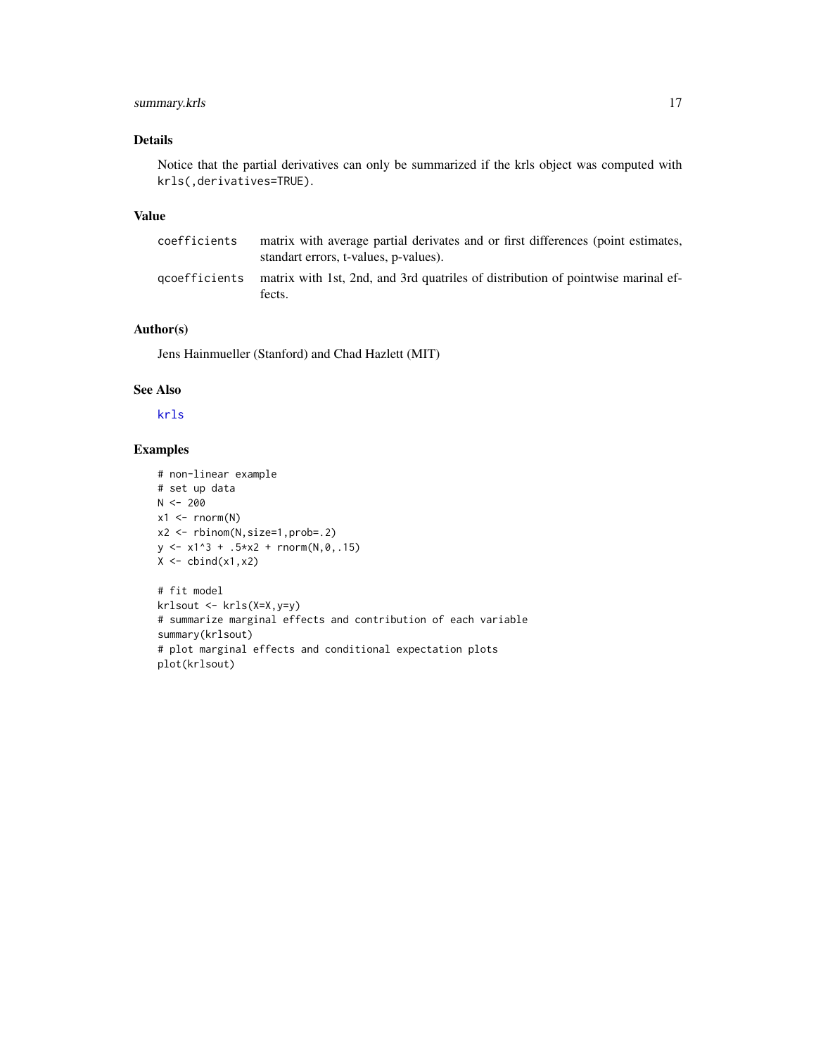## Details

Notice that the partial derivatives can only be summarized if the krls object was computed with `krls(,derivatives=TRUE)`.

## Value

| | |
|---|---|
| `coefficients` | matrix with average partial derivates and or first differences (point estimates, standart errors, t-values, p-values). |
| `qcoefficients` | matrix with 1st, 2nd, and 3rd quatriles of distribution of pointwise marinal effects. |

## Author(s)

Jens Hainmueller (Stanford) and Chad Hazlett (MIT)

## See Also

krls

## Examples

```
# non-linear example
# set up data
N <- 200
x1 <- rnorm(N)
x2 <- rbinom(N,size=1,prob=.2)
y <- x1^3 + .5*x2 + rnorm(N,0,.15)
X <- cbind(x1,x2)

# fit model
krlsout <- krls(X=X,y=y)
# summarize marginal effects and contribution of each variable
summary(krlsout)
# plot marginal effects and conditional expectation plots
plot(krlsout)
```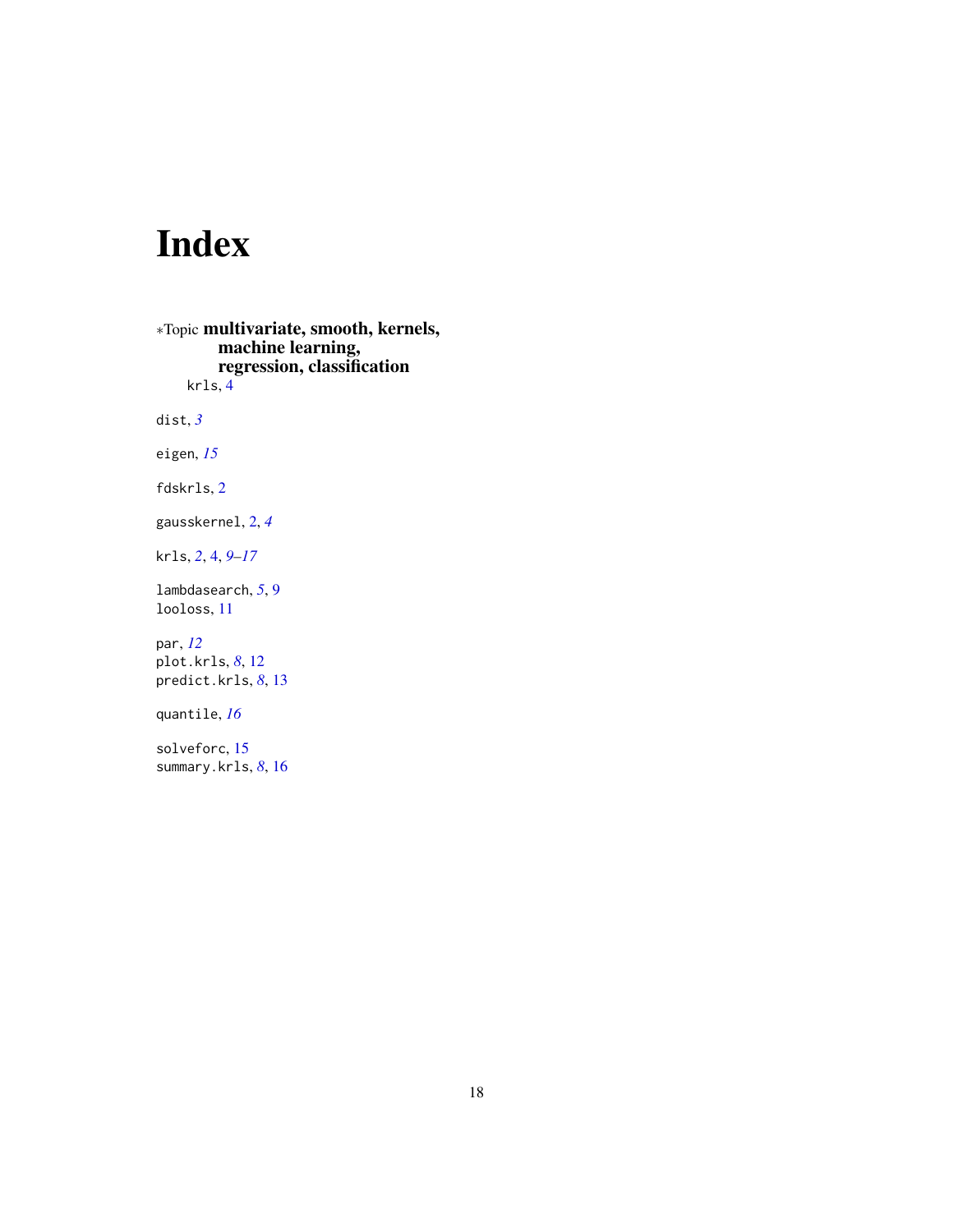# Index

*Topic **multivariate, smooth, kernels, machine learning, regression, classification**
  krls, 4

dist, *3*

eigen, *15*

fdskrls, 2

gausskernel, 2, *4*

krls, *2*, 4, *9–17*

lambdasearch, *5*, 9
looloss, 11

par, *12*
plot.krls, *8*, 12
predict.krls, *8*, 13

quantile, *16*

solveforc, 15
summary.krls, *8*, 16